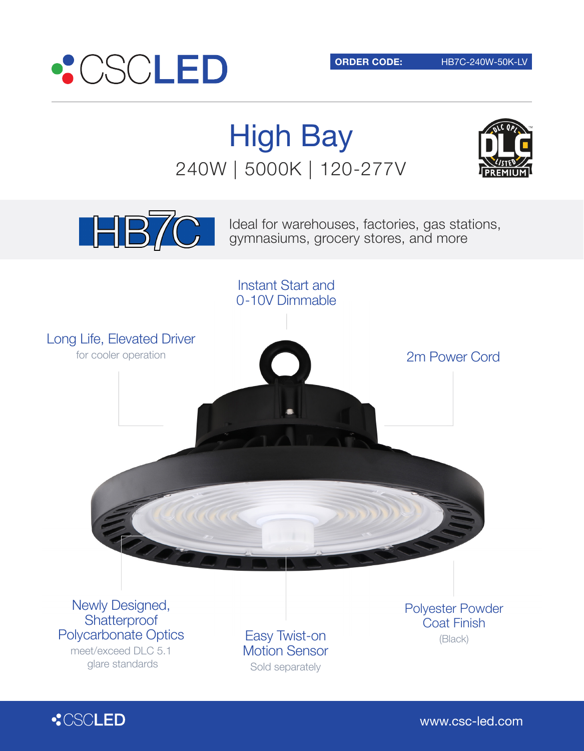CSCLED

**ORDER CODE:** HB7C-240W-50K-LV

# High Bay

240W | 5000K | 120-277V

DLC QPL LISTED PREMIUM

## HB7C

Ideal for warehouses, factories, gas stations, gymnasiums, grocery stores, and more

### Instant Start and 0-10V Dimmable

### Long Life, Elevated Driver

for cooler operation

### 2m Power Cord

### Newly Designed, Shatterproof Polycarbonate Optics

meet/exceed DLC 5.1 glare standards

### Easy Twist-on Motion Sensor

Sold separately

### Polyester Powder Coat Finish

(Black)

CSCLED

www.csc-led.com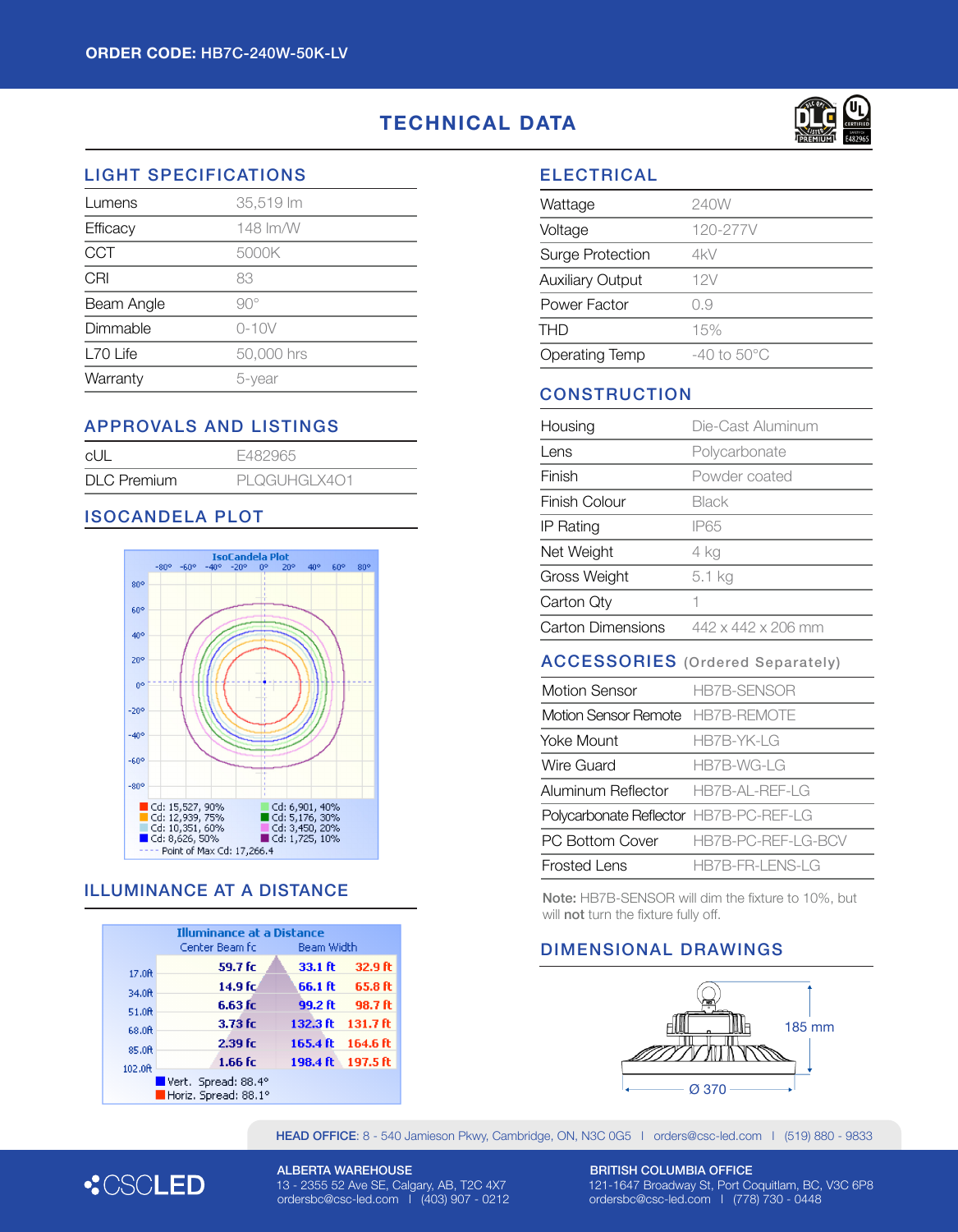**ORDER CODE:** HB7C-240W-50K-LV

# TECHNICAL DATA

## LIGHT SPECIFICATIONS

| | |
|---|---|
| Lumens | 35,519 lm |
| Efficacy | 148 lm/W |
| CCT | 5000K |
| CRI | 83 |
| Beam Angle | 90° |
| Dimmable | 0-10V |
| L70 Life | 50,000 hrs |
| Warranty | 5-year |

## APPROVALS AND LISTINGS

| | |
|---|---|
| cUL | E482965 |
| DLC Premium | PLQGUHGLX4O1 |

## ISOCANDELA PLOT

IsoCandela Plot

-80° -60° -40° -20° 0° 20° 40° 60° 80°

80° 60° 40° 20° 0° -20° -40° -60° -80°

Cd: 15,527, 90%
Cd: 12,939, 75%
Cd: 10,351, 60%
Cd: 8,626, 50%
Cd: 6,901, 40%
Cd: 5,176, 30%
Cd: 3,450, 20%
Cd: 1,725, 10%
Point of Max Cd: 17,266.4

## ILLUMINANCE AT A DISTANCE

Illuminance at a Distance

Center Beam fc / Beam Width

17.0ft — 59.7 fc — 33.1 ft — 32.9 ft
34.0ft — 14.9 fc — 66.1 ft — 65.8 ft
51.0ft — 6.63 fc — 99.2 ft — 98.7 ft
68.0ft — 3.73 fc — 132.3 ft — 131.7 ft
85.0ft — 2.39 fc — 165.4 ft — 164.6 ft
102.0ft — 1.66 fc — 198.4 ft — 197.5 ft

Vert. Spread: 88.4°
Horiz. Spread: 88.1°

## ELECTRICAL

| | |
|---|---|
| Wattage | 240W |
| Voltage | 120-277V |
| Surge Protection | 4kV |
| Auxiliary Output | 12V |
| Power Factor | 0.9 |
| THD | 15% |
| Operating Temp | -40 to 50°C |

## CONSTRUCTION

| | |
|---|---|
| Housing | Die-Cast Aluminum |
| Lens | Polycarbonate |
| Finish | Powder coated |
| Finish Colour | Black |
| IP Rating | IP65 |
| Net Weight | 4 kg |
| Gross Weight | 5.1 kg |
| Carton Qty | 1 |
| Carton Dimensions | 442 x 442 x 206 mm |

## ACCESSORIES (Ordered Separately)

| | |
|---|---|
| Motion Sensor | HB7B-SENSOR |
| Motion Sensor Remote | HB7B-REMOTE |
| Yoke Mount | HB7B-YK-LG |
| Wire Guard | HB7B-WG-LG |
| Aluminum Reflector | HB7B-AL-REF-LG |
| Polycarbonate Reflector | HB7B-PC-REF-LG |
| PC Bottom Cover | HB7B-PC-REF-LG-BCV |
| Frosted Lens | HB7B-FR-LENS-LG |

**Note:** HB7B-SENSOR will dim the fixture to 10%, but will **not** turn the fixture fully off.

## DIMENSIONAL DRAWINGS

185 mm

Ø 370

**HEAD OFFICE**: 8 - 540 Jamieson Pkwy, Cambridge, ON, N3C 0G5 | orders@csc-led.com | (519) 880 - 9833

CSCLED

**ALBERTA WAREHOUSE**
13 - 2355 52 Ave SE, Calgary, AB, T2C 4X7
ordersbc@csc-led.com | (403) 907 - 0212

**BRITISH COLUMBIA OFFICE**
121-1647 Broadway St, Port Coquitlam, BC, V3C 6P8
ordersbc@csc-led.com | (778) 730 - 0448